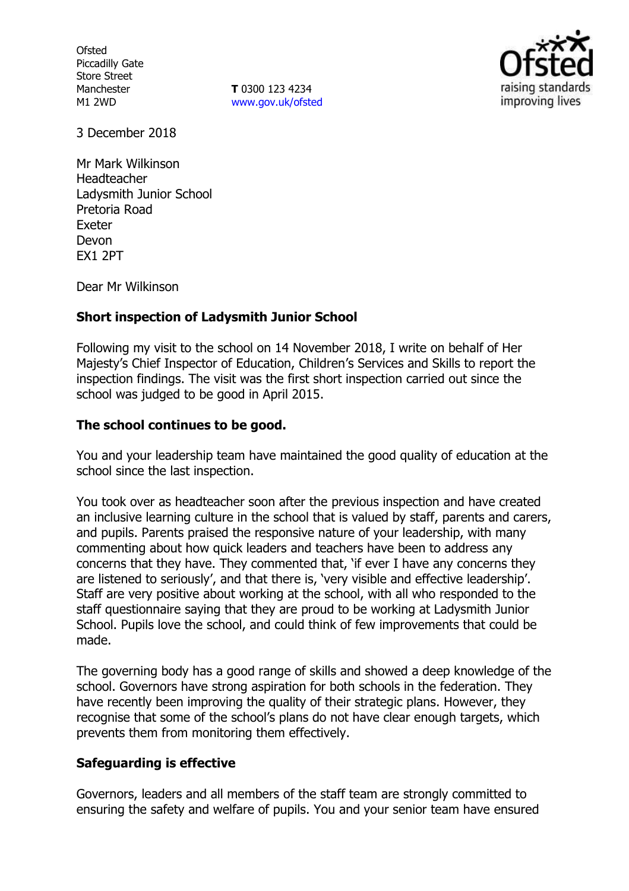Ofsted
Piccadilly Gate
Store Street
Manchester
M1 2WD

**T** 0300 123 4234
www.gov.uk/ofsted

3 December 2018

Mr Mark Wilkinson
Headteacher
Ladysmith Junior School
Pretoria Road
Exeter
Devon
EX1 2PT

Dear Mr Wilkinson

**Short inspection of Ladysmith Junior School**

Following my visit to the school on 14 November 2018, I write on behalf of Her Majesty's Chief Inspector of Education, Children's Services and Skills to report the inspection findings. The visit was the first short inspection carried out since the school was judged to be good in April 2015.

**The school continues to be good.**

You and your leadership team have maintained the good quality of education at the school since the last inspection.

You took over as headteacher soon after the previous inspection and have created an inclusive learning culture in the school that is valued by staff, parents and carers, and pupils. Parents praised the responsive nature of your leadership, with many commenting about how quick leaders and teachers have been to address any concerns that they have. They commented that, 'if ever I have any concerns they are listened to seriously', and that there is, 'very visible and effective leadership'. Staff are very positive about working at the school, with all who responded to the staff questionnaire saying that they are proud to be working at Ladysmith Junior School. Pupils love the school, and could think of few improvements that could be made.

The governing body has a good range of skills and showed a deep knowledge of the school. Governors have strong aspiration for both schools in the federation. They have recently been improving the quality of their strategic plans. However, they recognise that some of the school's plans do not have clear enough targets, which prevents them from monitoring them effectively.

**Safeguarding is effective**

Governors, leaders and all members of the staff team are strongly committed to ensuring the safety and welfare of pupils. You and your senior team have ensured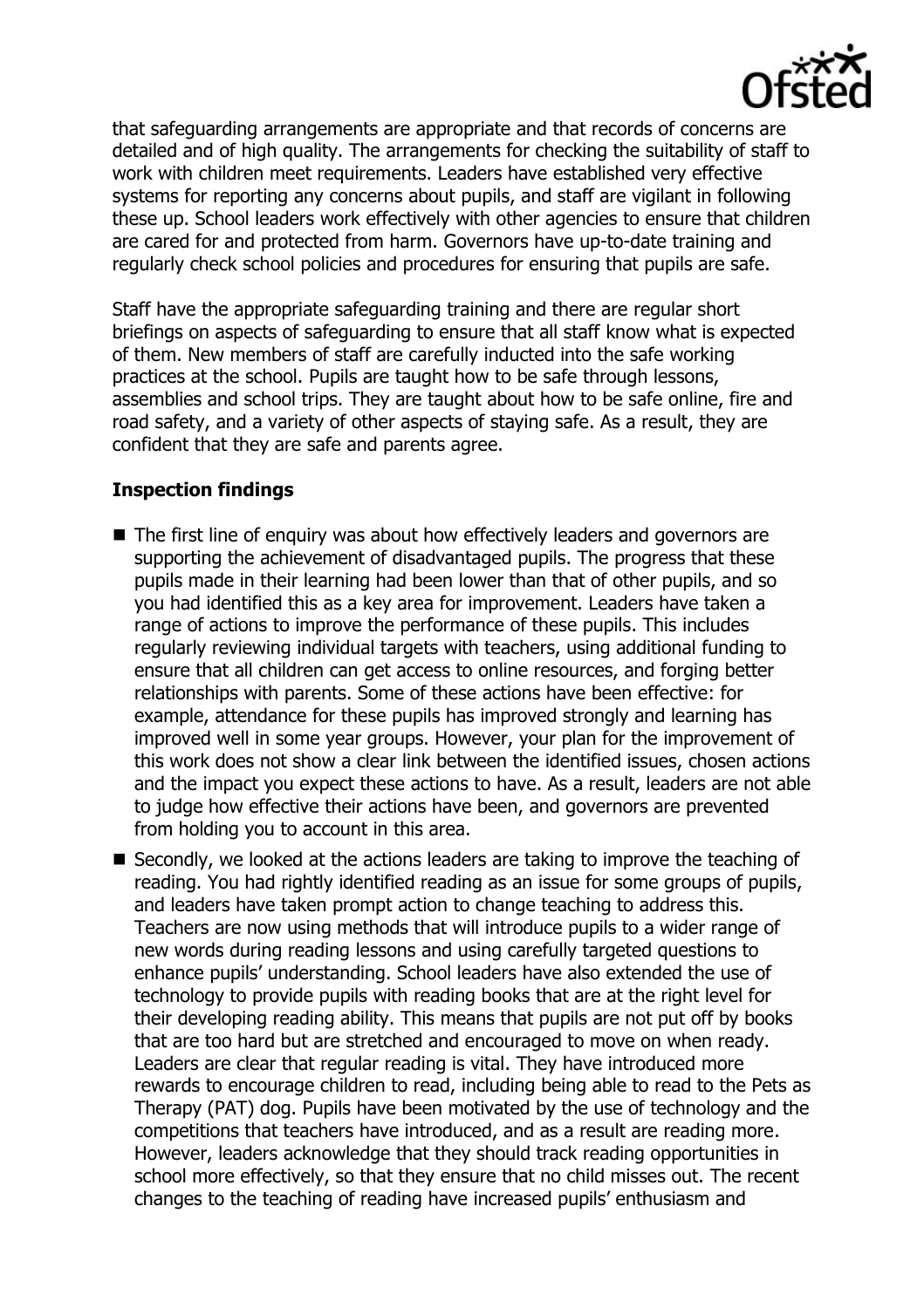that safeguarding arrangements are appropriate and that records of concerns are detailed and of high quality. The arrangements for checking the suitability of staff to work with children meet requirements. Leaders have established very effective systems for reporting any concerns about pupils, and staff are vigilant in following these up. School leaders work effectively with other agencies to ensure that children are cared for and protected from harm. Governors have up-to-date training and regularly check school policies and procedures for ensuring that pupils are safe.

Staff have the appropriate safeguarding training and there are regular short briefings on aspects of safeguarding to ensure that all staff know what is expected of them. New members of staff are carefully inducted into the safe working practices at the school. Pupils are taught how to be safe through lessons, assemblies and school trips. They are taught about how to be safe online, fire and road safety, and a variety of other aspects of staying safe. As a result, they are confident that they are safe and parents agree.

## Inspection findings

- The first line of enquiry was about how effectively leaders and governors are supporting the achievement of disadvantaged pupils. The progress that these pupils made in their learning had been lower than that of other pupils, and so you had identified this as a key area for improvement. Leaders have taken a range of actions to improve the performance of these pupils. This includes regularly reviewing individual targets with teachers, using additional funding to ensure that all children can get access to online resources, and forging better relationships with parents. Some of these actions have been effective: for example, attendance for these pupils has improved strongly and learning has improved well in some year groups. However, your plan for the improvement of this work does not show a clear link between the identified issues, chosen actions and the impact you expect these actions to have. As a result, leaders are not able to judge how effective their actions have been, and governors are prevented from holding you to account in this area.
- Secondly, we looked at the actions leaders are taking to improve the teaching of reading. You had rightly identified reading as an issue for some groups of pupils, and leaders have taken prompt action to change teaching to address this. Teachers are now using methods that will introduce pupils to a wider range of new words during reading lessons and using carefully targeted questions to enhance pupils' understanding. School leaders have also extended the use of technology to provide pupils with reading books that are at the right level for their developing reading ability. This means that pupils are not put off by books that are too hard but are stretched and encouraged to move on when ready. Leaders are clear that regular reading is vital. They have introduced more rewards to encourage children to read, including being able to read to the Pets as Therapy (PAT) dog. Pupils have been motivated by the use of technology and the competitions that teachers have introduced, and as a result are reading more. However, leaders acknowledge that they should track reading opportunities in school more effectively, so that they ensure that no child misses out. The recent changes to the teaching of reading have increased pupils' enthusiasm and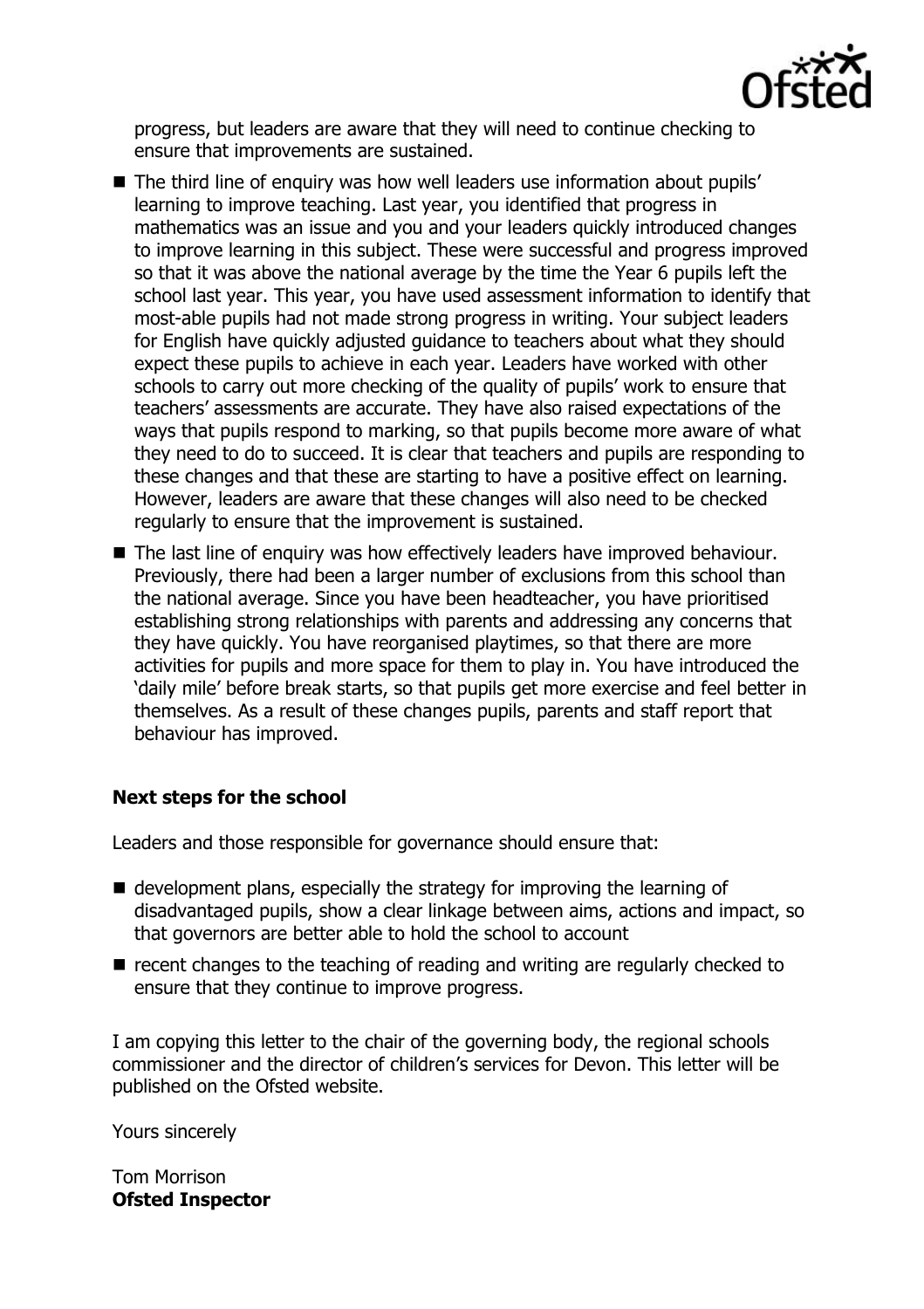progress, but leaders are aware that they will need to continue checking to ensure that improvements are sustained.

- The third line of enquiry was how well leaders use information about pupils' learning to improve teaching. Last year, you identified that progress in mathematics was an issue and you and your leaders quickly introduced changes to improve learning in this subject. These were successful and progress improved so that it was above the national average by the time the Year 6 pupils left the school last year. This year, you have used assessment information to identify that most-able pupils had not made strong progress in writing. Your subject leaders for English have quickly adjusted guidance to teachers about what they should expect these pupils to achieve in each year. Leaders have worked with other schools to carry out more checking of the quality of pupils' work to ensure that teachers' assessments are accurate. They have also raised expectations of the ways that pupils respond to marking, so that pupils become more aware of what they need to do to succeed. It is clear that teachers and pupils are responding to these changes and that these are starting to have a positive effect on learning. However, leaders are aware that these changes will also need to be checked regularly to ensure that the improvement is sustained.
- The last line of enquiry was how effectively leaders have improved behaviour. Previously, there had been a larger number of exclusions from this school than the national average. Since you have been headteacher, you have prioritised establishing strong relationships with parents and addressing any concerns that they have quickly. You have reorganised playtimes, so that there are more activities for pupils and more space for them to play in. You have introduced the 'daily mile' before break starts, so that pupils get more exercise and feel better in themselves. As a result of these changes pupils, parents and staff report that behaviour has improved.

## Next steps for the school

Leaders and those responsible for governance should ensure that:

- development plans, especially the strategy for improving the learning of disadvantaged pupils, show a clear linkage between aims, actions and impact, so that governors are better able to hold the school to account
- recent changes to the teaching of reading and writing are regularly checked to ensure that they continue to improve progress.

I am copying this letter to the chair of the governing body, the regional schools commissioner and the director of children's services for Devon. This letter will be published on the Ofsted website.

Yours sincerely

Tom Morrison
**Ofsted Inspector**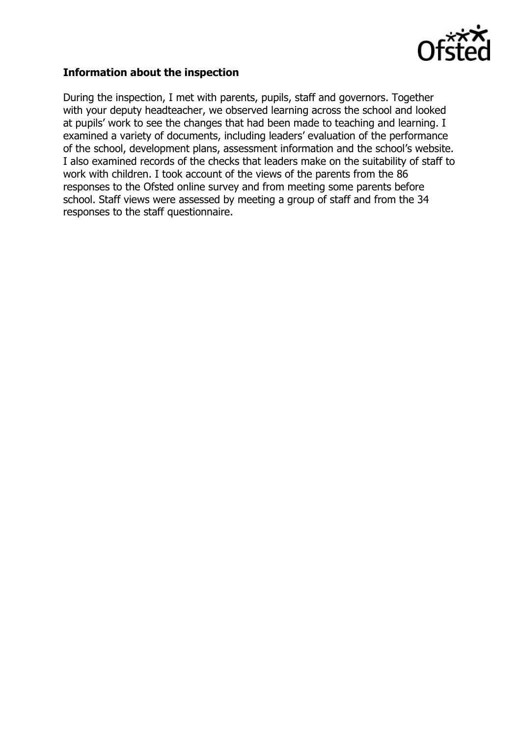**Information about the inspection**

During the inspection, I met with parents, pupils, staff and governors. Together with your deputy headteacher, we observed learning across the school and looked at pupils' work to see the changes that had been made to teaching and learning. I examined a variety of documents, including leaders' evaluation of the performance of the school, development plans, assessment information and the school's website. I also examined records of the checks that leaders make on the suitability of staff to work with children. I took account of the views of the parents from the 86 responses to the Ofsted online survey and from meeting some parents before school. Staff views were assessed by meeting a group of staff and from the 34 responses to the staff questionnaire.